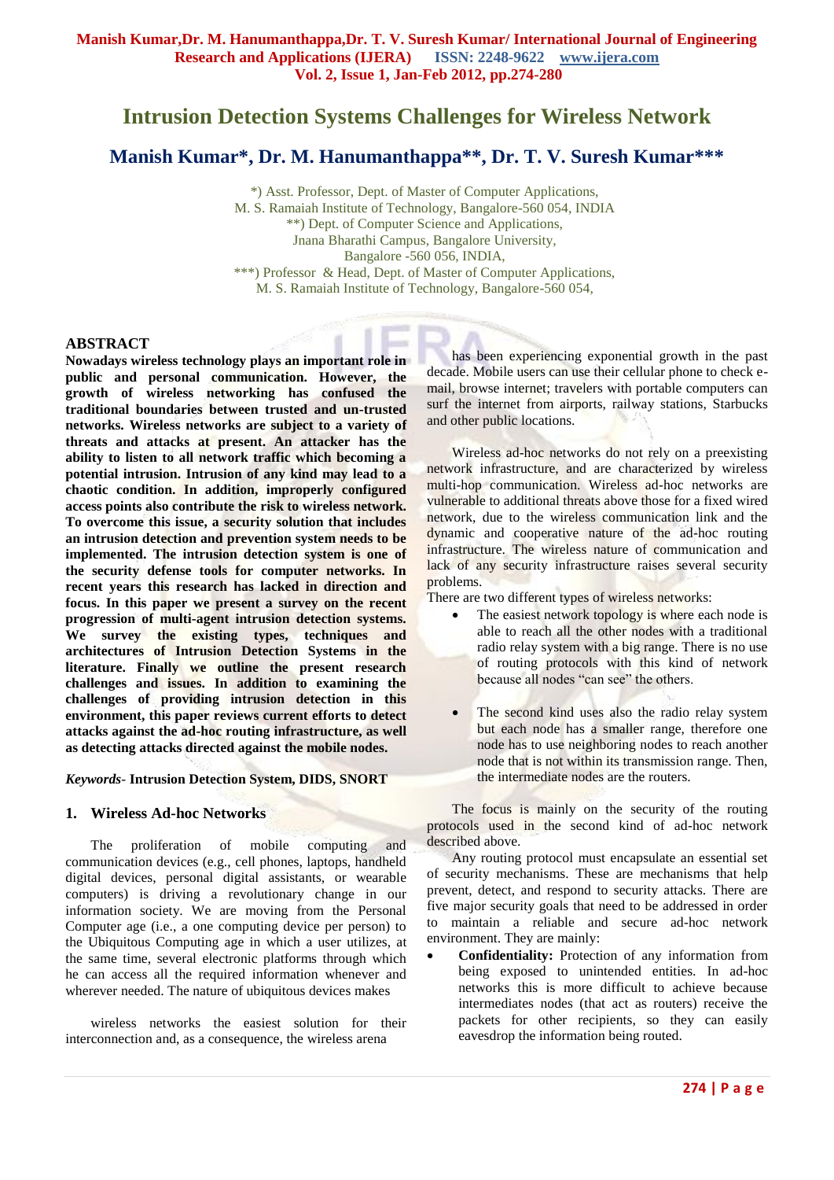# Intrusion Detection Systems Challenges for Wireless Network

## Manish Kumar*, Dr. M. Hanumanthappa**, Dr. T. V. Suresh Kumar***

*) Asst. Professor, Dept. of Master of Computer Applications,
M. S. Ramaiah Institute of Technology, Bangalore-560 054, INDIA
**) Dept. of Computer Science and Applications,
Jnana Bharathi Campus, Bangalore University,
Bangalore -560 056, INDIA,
***) Professor & Head, Dept. of Master of Computer Applications,
M. S. Ramaiah Institute of Technology, Bangalore-560 054,

### ABSTRACT

**Nowadays wireless technology plays an important role in public and personal communication. However, the growth of wireless networking has confused the traditional boundaries between trusted and un-trusted networks. Wireless networks are subject to a variety of threats and attacks at present. An attacker has the ability to listen to all network traffic which becoming a potential intrusion. Intrusion of any kind may lead to a chaotic condition. In addition, improperly configured access points also contribute the risk to wireless network. To overcome this issue, a security solution that includes an intrusion detection and prevention system needs to be implemented. The intrusion detection system is one of the security defense tools for computer networks. In recent years this research has lacked in direction and focus. In this paper we present a survey on the recent progression of multi-agent intrusion detection systems. We survey the existing types, techniques and architectures of Intrusion Detection Systems in the literature. Finally we outline the present research challenges and issues. In addition to examining the challenges of providing intrusion detection in this environment, this paper reviews current efforts to detect attacks against the ad-hoc routing infrastructure, as well as detecting attacks directed against the mobile nodes.**

*Keywords*- **Intrusion Detection System, DIDS, SNORT**

### 1. Wireless Ad-hoc Networks

The proliferation of mobile computing and communication devices (e.g., cell phones, laptops, handheld digital devices, personal digital assistants, or wearable computers) is driving a revolutionary change in our information society. We are moving from the Personal Computer age (i.e., a one computing device per person) to the Ubiquitous Computing age in which a user utilizes, at the same time, several electronic platforms through which he can access all the required information whenever and wherever needed. The nature of ubiquitous devices makes

wireless networks the easiest solution for their interconnection and, as a consequence, the wireless arena has been experiencing exponential growth in the past decade. Mobile users can use their cellular phone to check e-mail, browse internet; travelers with portable computers can surf the internet from airports, railway stations, Starbucks and other public locations.

Wireless ad-hoc networks do not rely on a preexisting network infrastructure, and are characterized by wireless multi-hop communication. Wireless ad-hoc networks are vulnerable to additional threats above those for a fixed wired network, due to the wireless communication link and the dynamic and cooperative nature of the ad-hoc routing infrastructure. The wireless nature of communication and lack of any security infrastructure raises several security problems.

There are two different types of wireless networks:

- The easiest network topology is where each node is able to reach all the other nodes with a traditional radio relay system with a big range. There is no use of routing protocols with this kind of network because all nodes "can see" the others.
- The second kind uses also the radio relay system but each node has a smaller range, therefore one node has to use neighboring nodes to reach another node that is not within its transmission range. Then, the intermediate nodes are the routers.

The focus is mainly on the security of the routing protocols used in the second kind of ad-hoc network described above.

Any routing protocol must encapsulate an essential set of security mechanisms. These are mechanisms that help prevent, detect, and respond to security attacks. There are five major security goals that need to be addressed in order to maintain a reliable and secure ad-hoc network environment. They are mainly:

- **Confidentiality:** Protection of any information from being exposed to unintended entities. In ad-hoc networks this is more difficult to achieve because intermediates nodes (that act as routers) receive the packets for other recipients, so they can easily eavesdrop the information being routed.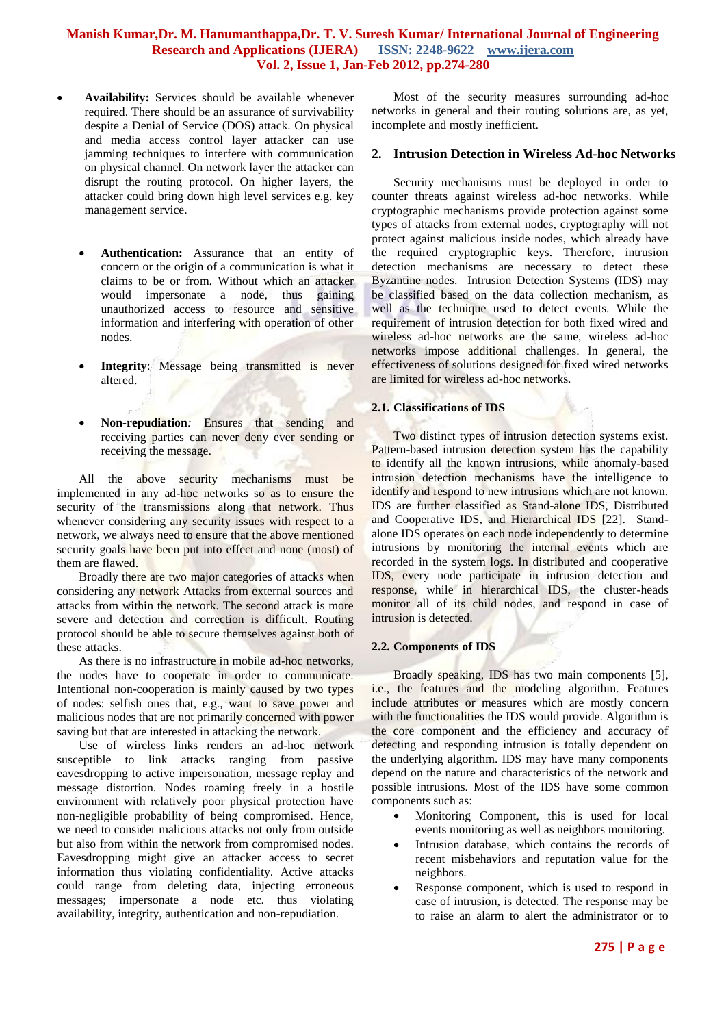- **Availability:** Services should be available whenever required. There should be an assurance of survivability despite a Denial of Service (DOS) attack. On physical and media access control layer attacker can use jamming techniques to interfere with communication on physical channel. On network layer the attacker can disrupt the routing protocol. On higher layers, the attacker could bring down high level services e.g. key management service.

  - **Authentication:** Assurance that an entity of concern or the origin of a communication is what it claims to be or from. Without which an attacker would impersonate a node, thus gaining unauthorized access to resource and sensitive information and interfering with operation of other nodes.

  - **Integrity**: Message being transmitted is never altered.

  - **Non-repudiation***:* Ensures that sending and receiving parties can never deny ever sending or receiving the message.

All the above security mechanisms must be implemented in any ad-hoc networks so as to ensure the security of the transmissions along that network. Thus whenever considering any security issues with respect to a network, we always need to ensure that the above mentioned security goals have been put into effect and none (most) of them are flawed.

Broadly there are two major categories of attacks when considering any network Attacks from external sources and attacks from within the network. The second attack is more severe and detection and correction is difficult. Routing protocol should be able to secure themselves against both of these attacks.

As there is no infrastructure in mobile ad-hoc networks, the nodes have to cooperate in order to communicate. Intentional non-cooperation is mainly caused by two types of nodes: selfish ones that, e.g., want to save power and malicious nodes that are not primarily concerned with power saving but that are interested in attacking the network.

Use of wireless links renders an ad-hoc network susceptible to link attacks ranging from passive eavesdropping to active impersonation, message replay and message distortion. Nodes roaming freely in a hostile environment with relatively poor physical protection have non-negligible probability of being compromised. Hence, we need to consider malicious attacks not only from outside but also from within the network from compromised nodes. Eavesdropping might give an attacker access to secret information thus violating confidentiality. Active attacks could range from deleting data, injecting erroneous messages; impersonate a node etc. thus violating availability, integrity, authentication and non-repudiation.

Most of the security measures surrounding ad-hoc networks in general and their routing solutions are, as yet, incomplete and mostly inefficient.

## 2. Intrusion Detection in Wireless Ad-hoc Networks

Security mechanisms must be deployed in order to counter threats against wireless ad-hoc networks. While cryptographic mechanisms provide protection against some types of attacks from external nodes, cryptography will not protect against malicious inside nodes, which already have the required cryptographic keys. Therefore, intrusion detection mechanisms are necessary to detect these Byzantine nodes. Intrusion Detection Systems (IDS) may be classified based on the data collection mechanism, as well as the technique used to detect events. While the requirement of intrusion detection for both fixed wired and wireless ad-hoc networks are the same, wireless ad-hoc networks impose additional challenges. In general, the effectiveness of solutions designed for fixed wired networks are limited for wireless ad-hoc networks.

### 2.1. Classifications of IDS

Two distinct types of intrusion detection systems exist. Pattern-based intrusion detection system has the capability to identify all the known intrusions, while anomaly-based intrusion detection mechanisms have the intelligence to identify and respond to new intrusions which are not known. IDS are further classified as Stand-alone IDS, Distributed and Cooperative IDS, and Hierarchical IDS [22]. Stand-alone IDS operates on each node independently to determine intrusions by monitoring the internal events which are recorded in the system logs. In distributed and cooperative IDS, every node participate in intrusion detection and response, while in hierarchical IDS, the cluster-heads monitor all of its child nodes, and respond in case of intrusion is detected.

### 2.2. Components of IDS

Broadly speaking, IDS has two main components [5], i.e., the features and the modeling algorithm. Features include attributes or measures which are mostly concern with the functionalities the IDS would provide. Algorithm is the core component and the efficiency and accuracy of detecting and responding intrusion is totally dependent on the underlying algorithm. IDS may have many components depend on the nature and characteristics of the network and possible intrusions. Most of the IDS have some common components such as:

- Monitoring Component, this is used for local events monitoring as well as neighbors monitoring.
- Intrusion database, which contains the records of recent misbehaviors and reputation value for the neighbors.
- Response component, which is used to respond in case of intrusion, is detected. The response may be to raise an alarm to alert the administrator or to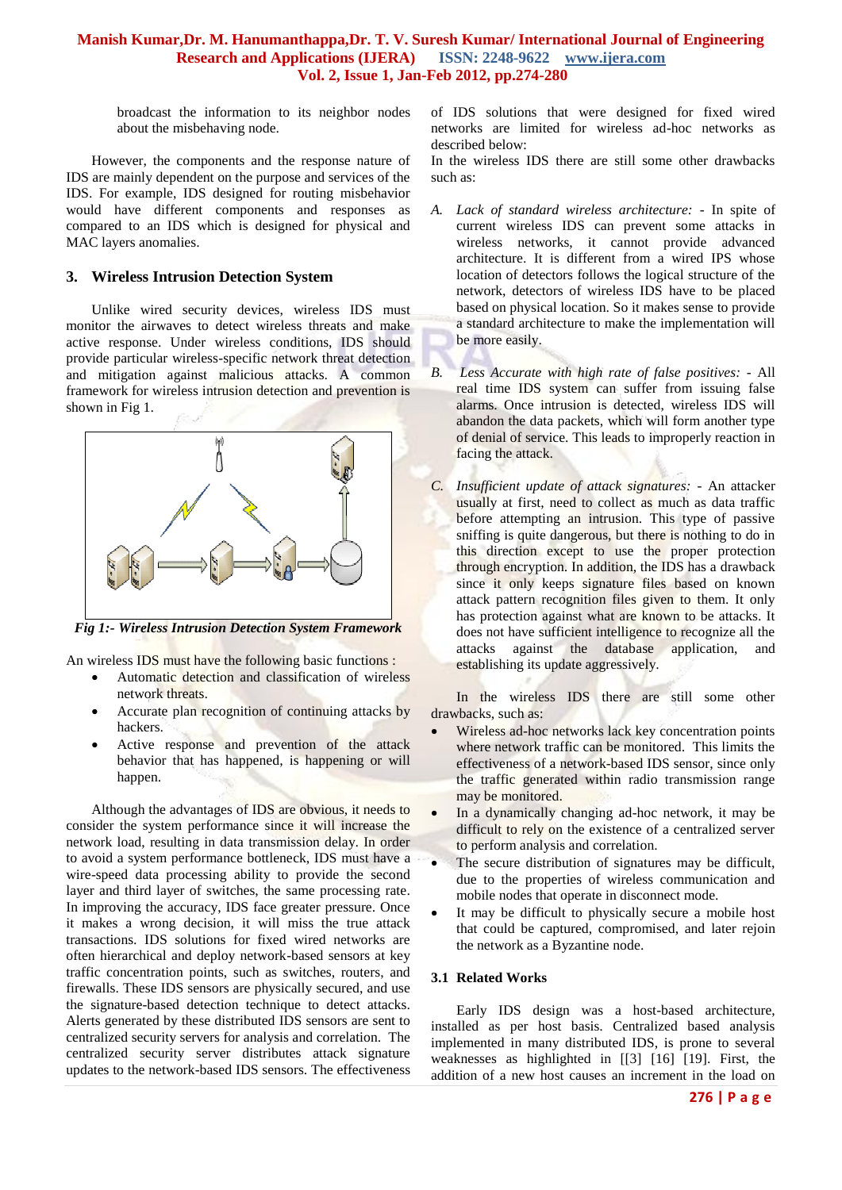broadcast the information to its neighbor nodes about the misbehaving node.

However, the components and the response nature of IDS are mainly dependent on the purpose and services of the IDS. For example, IDS designed for routing misbehavior would have different components and responses as compared to an IDS which is designed for physical and MAC layers anomalies.

## 3. Wireless Intrusion Detection System

Unlike wired security devices, wireless IDS must monitor the airwaves to detect wireless threats and make active response. Under wireless conditions, IDS should provide particular wireless-specific network threat detection and mitigation against malicious attacks. A common framework for wireless intrusion detection and prevention is shown in Fig 1.

*Fig 1:- Wireless Intrusion Detection System Framework*

An wireless IDS must have the following basic functions :

- Automatic detection and classification of wireless network threats.
- Accurate plan recognition of continuing attacks by hackers.
- Active response and prevention of the attack behavior that has happened, is happening or will happen.

Although the advantages of IDS are obvious, it needs to consider the system performance since it will increase the network load, resulting in data transmission delay. In order to avoid a system performance bottleneck, IDS must have a wire-speed data processing ability to provide the second layer and third layer of switches, the same processing rate. In improving the accuracy, IDS face greater pressure. Once it makes a wrong decision, it will miss the true attack transactions. IDS solutions for fixed wired networks are often hierarchical and deploy network-based sensors at key traffic concentration points, such as switches, routers, and firewalls. These IDS sensors are physically secured, and use the signature-based detection technique to detect attacks. Alerts generated by these distributed IDS sensors are sent to centralized security servers for analysis and correlation. The centralized security server distributes attack signature updates to the network-based IDS sensors. The effectiveness of IDS solutions that were designed for fixed wired networks are limited for wireless ad-hoc networks as described below:

In the wireless IDS there are still some other drawbacks such as:

A. *Lack of standard wireless architecture:* - In spite of current wireless IDS can prevent some attacks in wireless networks, it cannot provide advanced architecture. It is different from a wired IPS whose location of detectors follows the logical structure of the network, detectors of wireless IDS have to be placed based on physical location. So it makes sense to provide a standard architecture to make the implementation will be more easily.

B. *Less Accurate with high rate of false positives:* - All real time IDS system can suffer from issuing false alarms. Once intrusion is detected, wireless IDS will abandon the data packets, which will form another type of denial of service. This leads to improperly reaction in facing the attack.

C. *Insufficient update of attack signatures:* - An attacker usually at first, need to collect as much as data traffic before attempting an intrusion. This type of passive sniffing is quite dangerous, but there is nothing to do in this direction except to use the proper protection through encryption. In addition, the IDS has a drawback since it only keeps signature files based on known attack pattern recognition files given to them. It only has protection against what are known to be attacks. It does not have sufficient intelligence to recognize all the attacks against the database application, and establishing its update aggressively.

In the wireless IDS there are still some other drawbacks, such as:

- Wireless ad-hoc networks lack key concentration points where network traffic can be monitored. This limits the effectiveness of a network-based IDS sensor, since only the traffic generated within radio transmission range may be monitored.
- In a dynamically changing ad-hoc network, it may be difficult to rely on the existence of a centralized server to perform analysis and correlation.
- The secure distribution of signatures may be difficult, due to the properties of wireless communication and mobile nodes that operate in disconnect mode.
- It may be difficult to physically secure a mobile host that could be captured, compromised, and later rejoin the network as a Byzantine node.

### 3.1 Related Works

Early IDS design was a host-based architecture, installed as per host basis. Centralized based analysis implemented in many distributed IDS, is prone to several weaknesses as highlighted in [[3] [16] [19]. First, the addition of a new host causes an increment in the load on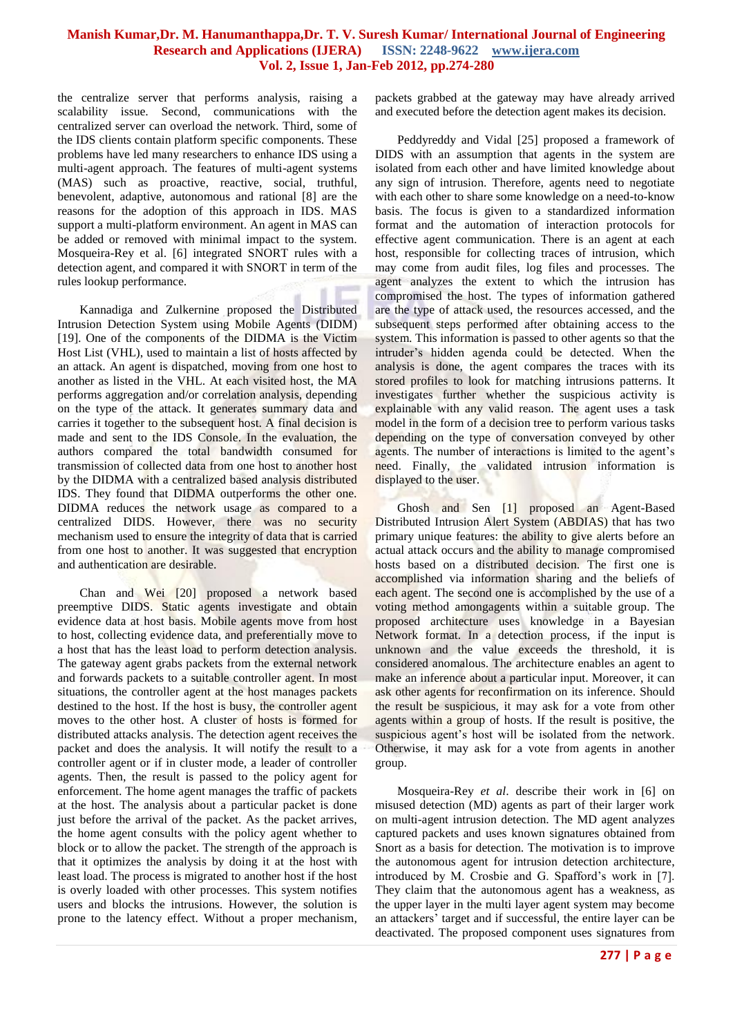the centralize server that performs analysis, raising a scalability issue. Second, communications with the centralized server can overload the network. Third, some of the IDS clients contain platform specific components. These problems have led many researchers to enhance IDS using a multi-agent approach. The features of multi-agent systems (MAS) such as proactive, reactive, social, truthful, benevolent, adaptive, autonomous and rational [8] are the reasons for the adoption of this approach in IDS. MAS support a multi-platform environment. An agent in MAS can be added or removed with minimal impact to the system. Mosqueira-Rey et al. [6] integrated SNORT rules with a detection agent, and compared it with SNORT in term of the rules lookup performance.

Kannadiga and Zulkernine proposed the Distributed Intrusion Detection System using Mobile Agents (DIDM) [19]. One of the components of the DIDMA is the Victim Host List (VHL), used to maintain a list of hosts affected by an attack. An agent is dispatched, moving from one host to another as listed in the VHL. At each visited host, the MA performs aggregation and/or correlation analysis, depending on the type of the attack. It generates summary data and carries it together to the subsequent host. A final decision is made and sent to the IDS Console. In the evaluation, the authors compared the total bandwidth consumed for transmission of collected data from one host to another host by the DIDMA with a centralized based analysis distributed IDS. They found that DIDMA outperforms the other one. DIDMA reduces the network usage as compared to a centralized DIDS. However, there was no security mechanism used to ensure the integrity of data that is carried from one host to another. It was suggested that encryption and authentication are desirable.

Chan and Wei [20] proposed a network based preemptive DIDS. Static agents investigate and obtain evidence data at host basis. Mobile agents move from host to host, collecting evidence data, and preferentially move to a host that has the least load to perform detection analysis. The gateway agent grabs packets from the external network and forwards packets to a suitable controller agent. In most situations, the controller agent at the host manages packets destined to the host. If the host is busy, the controller agent moves to the other host. A cluster of hosts is formed for distributed attacks analysis. The detection agent receives the packet and does the analysis. It will notify the result to a controller agent or if in cluster mode, a leader of controller agents. Then, the result is passed to the policy agent for enforcement. The home agent manages the traffic of packets at the host. The analysis about a particular packet is done just before the arrival of the packet. As the packet arrives, the home agent consults with the policy agent whether to block or to allow the packet. The strength of the approach is that it optimizes the analysis by doing it at the host with least load. The process is migrated to another host if the host is overly loaded with other processes. This system notifies users and blocks the intrusions. However, the solution is prone to the latency effect. Without a proper mechanism, packets grabbed at the gateway may have already arrived and executed before the detection agent makes its decision.

Peddyreddy and Vidal [25] proposed a framework of DIDS with an assumption that agents in the system are isolated from each other and have limited knowledge about any sign of intrusion. Therefore, agents need to negotiate with each other to share some knowledge on a need-to-know basis. The focus is given to a standardized information format and the automation of interaction protocols for effective agent communication. There is an agent at each host, responsible for collecting traces of intrusion, which may come from audit files, log files and processes. The agent analyzes the extent to which the intrusion has compromised the host. The types of information gathered are the type of attack used, the resources accessed, and the subsequent steps performed after obtaining access to the system. This information is passed to other agents so that the intruder's hidden agenda could be detected. When the analysis is done, the agent compares the traces with its stored profiles to look for matching intrusions patterns. It investigates further whether the suspicious activity is explainable with any valid reason. The agent uses a task model in the form of a decision tree to perform various tasks depending on the type of conversation conveyed by other agents. The number of interactions is limited to the agent's need. Finally, the validated intrusion information is displayed to the user.

Ghosh and Sen [1] proposed an Agent-Based Distributed Intrusion Alert System (ABDIAS) that has two primary unique features: the ability to give alerts before an actual attack occurs and the ability to manage compromised hosts based on a distributed decision. The first one is accomplished via information sharing and the beliefs of each agent. The second one is accomplished by the use of a voting method amongagents within a suitable group. The proposed architecture uses knowledge in a Bayesian Network format. In a detection process, if the input is unknown and the value exceeds the threshold, it is considered anomalous. The architecture enables an agent to make an inference about a particular input. Moreover, it can ask other agents for reconfirmation on its inference. Should the result be suspicious, it may ask for a vote from other agents within a group of hosts. If the result is positive, the suspicious agent's host will be isolated from the network. Otherwise, it may ask for a vote from agents in another group.

Mosqueira-Rey *et al*. describe their work in [6] on misused detection (MD) agents as part of their larger work on multi-agent intrusion detection. The MD agent analyzes captured packets and uses known signatures obtained from Snort as a basis for detection. The motivation is to improve the autonomous agent for intrusion detection architecture, introduced by M. Crosbie and G. Spafford's work in [7]. They claim that the autonomous agent has a weakness, as the upper layer in the multi layer agent system may become an attackers' target and if successful, the entire layer can be deactivated. The proposed component uses signatures from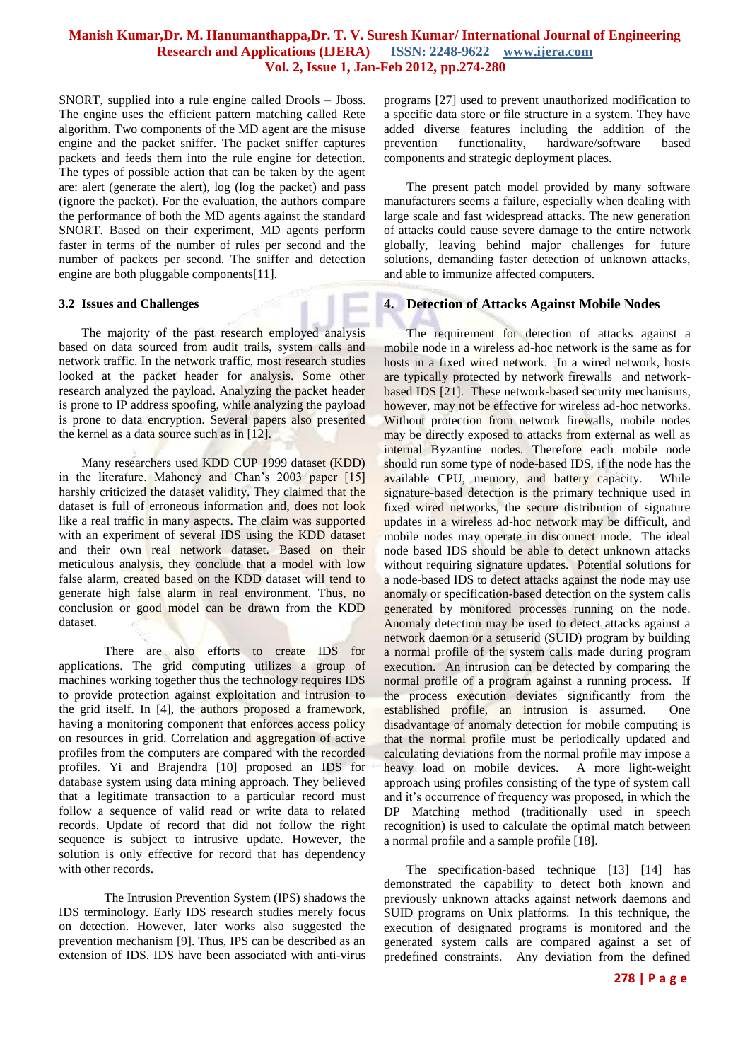SNORT, supplied into a rule engine called Drools – Jboss. The engine uses the efficient pattern matching called Rete algorithm. Two components of the MD agent are the misuse engine and the packet sniffer. The packet sniffer captures packets and feeds them into the rule engine for detection. The types of possible action that can be taken by the agent are: alert (generate the alert), log (log the packet) and pass (ignore the packet). For the evaluation, the authors compare the performance of both the MD agents against the standard SNORT. Based on their experiment, MD agents perform faster in terms of the number of rules per second and the number of packets per second. The sniffer and detection engine are both pluggable components[11].

### 3.2 Issues and Challenges

The majority of the past research employed analysis based on data sourced from audit trails, system calls and network traffic. In the network traffic, most research studies looked at the packet header for analysis. Some other research analyzed the payload. Analyzing the packet header is prone to IP address spoofing, while analyzing the payload is prone to data encryption. Several papers also presented the kernel as a data source such as in [12].

Many researchers used KDD CUP 1999 dataset (KDD) in the literature. Mahoney and Chan's 2003 paper [15] harshly criticized the dataset validity. They claimed that the dataset is full of erroneous information and, does not look like a real traffic in many aspects. The claim was supported with an experiment of several IDS using the KDD dataset and their own real network dataset. Based on their meticulous analysis, they conclude that a model with low false alarm, created based on the KDD dataset will tend to generate high false alarm in real environment. Thus, no conclusion or good model can be drawn from the KDD dataset.

There are also efforts to create IDS for applications. The grid computing utilizes a group of machines working together thus the technology requires IDS to provide protection against exploitation and intrusion to the grid itself. In [4], the authors proposed a framework, having a monitoring component that enforces access policy on resources in grid. Correlation and aggregation of active profiles from the computers are compared with the recorded profiles. Yi and Brajendra [10] proposed an IDS for database system using data mining approach. They believed that a legitimate transaction to a particular record must follow a sequence of valid read or write data to related records. Update of record that did not follow the right sequence is subject to intrusive update. However, the solution is only effective for record that has dependency with other records.

The Intrusion Prevention System (IPS) shadows the IDS terminology. Early IDS research studies merely focus on detection. However, later works also suggested the prevention mechanism [9]. Thus, IPS can be described as an extension of IDS. IDS have been associated with anti-virus programs [27] used to prevent unauthorized modification to a specific data store or file structure in a system. They have added diverse features including the addition of the prevention functionality, hardware/software based components and strategic deployment places.

The present patch model provided by many software manufacturers seems a failure, especially when dealing with large scale and fast widespread attacks. The new generation of attacks could cause severe damage to the entire network globally, leaving behind major challenges for future solutions, demanding faster detection of unknown attacks, and able to immunize affected computers.

## 4. Detection of Attacks Against Mobile Nodes

The requirement for detection of attacks against a mobile node in a wireless ad-hoc network is the same as for hosts in a fixed wired network. In a wired network, hosts are typically protected by network firewalls and network-based IDS [21]. These network-based security mechanisms, however, may not be effective for wireless ad-hoc networks. Without protection from network firewalls, mobile nodes may be directly exposed to attacks from external as well as internal Byzantine nodes. Therefore each mobile node should run some type of node-based IDS, if the node has the available CPU, memory, and battery capacity. While signature-based detection is the primary technique used in fixed wired networks, the secure distribution of signature updates in a wireless ad-hoc network may be difficult, and mobile nodes may operate in disconnect mode. The ideal node based IDS should be able to detect unknown attacks without requiring signature updates. Potential solutions for a node-based IDS to detect attacks against the node may use anomaly or specification-based detection on the system calls generated by monitored processes running on the node. Anomaly detection may be used to detect attacks against a network daemon or a setuserid (SUID) program by building a normal profile of the system calls made during program execution. An intrusion can be detected by comparing the normal profile of a program against a running process. If the process execution deviates significantly from the established profile, an intrusion is assumed. One disadvantage of anomaly detection for mobile computing is that the normal profile must be periodically updated and calculating deviations from the normal profile may impose a heavy load on mobile devices. A more light-weight approach using profiles consisting of the type of system call and it's occurrence of frequency was proposed, in which the DP Matching method (traditionally used in speech recognition) is used to calculate the optimal match between a normal profile and a sample profile [18].

The specification-based technique [13] [14] has demonstrated the capability to detect both known and previously unknown attacks against network daemons and SUID programs on Unix platforms. In this technique, the execution of designated programs is monitored and the generated system calls are compared against a set of predefined constraints. Any deviation from the defined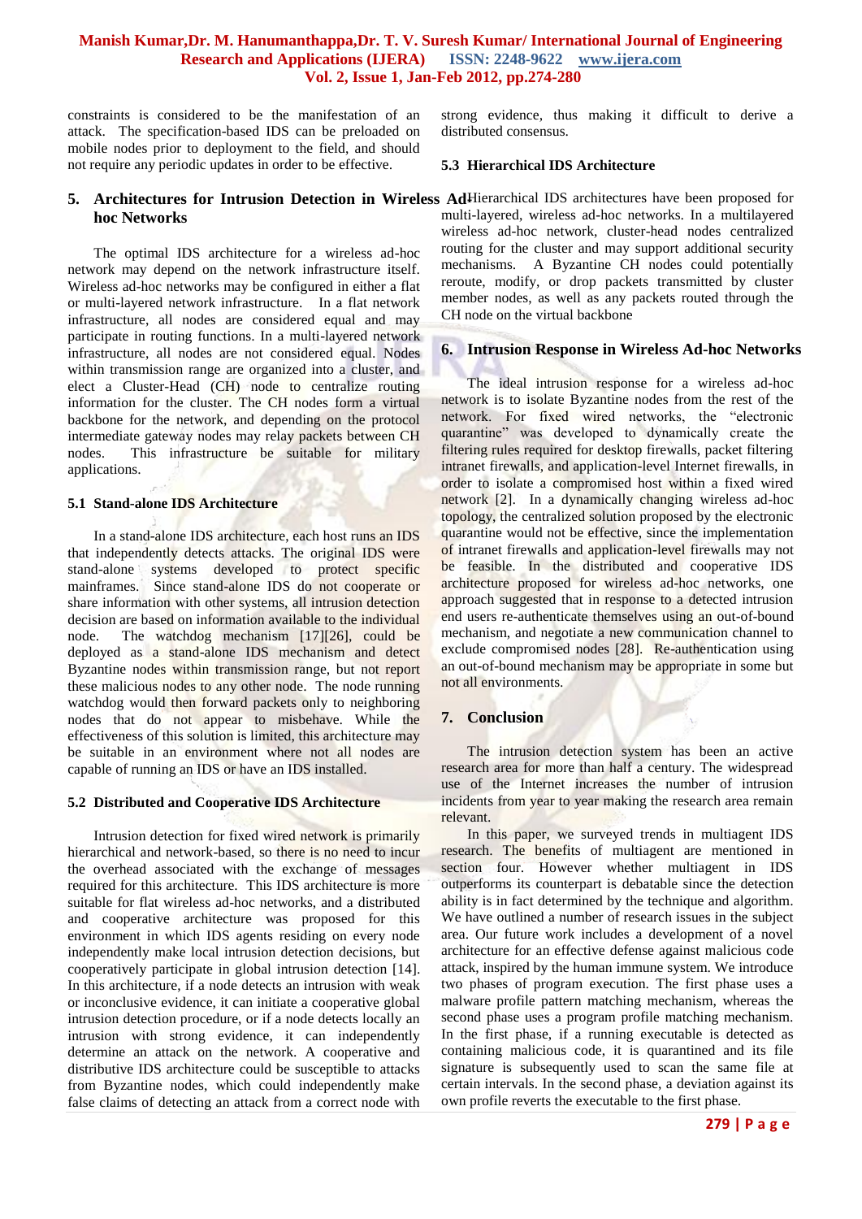constraints is considered to be the manifestation of an attack. The specification-based IDS can be preloaded on mobile nodes prior to deployment to the field, and should not require any periodic updates in order to be effective.

## 5. Architectures for Intrusion Detection in Wireless Ad-hoc Networks

The optimal IDS architecture for a wireless ad-hoc network may depend on the network infrastructure itself. Wireless ad-hoc networks may be configured in either a flat or multi-layered network infrastructure. In a flat network infrastructure, all nodes are considered equal and may participate in routing functions. In a multi-layered network infrastructure, all nodes are not considered equal. Nodes within transmission range are organized into a cluster, and elect a Cluster-Head (CH) node to centralize routing information for the cluster. The CH nodes form a virtual backbone for the network, and depending on the protocol intermediate gateway nodes may relay packets between CH nodes. This infrastructure be suitable for military applications.

### 5.1 Stand-alone IDS Architecture

In a stand-alone IDS architecture, each host runs an IDS that independently detects attacks. The original IDS were stand-alone systems developed to protect specific mainframes. Since stand-alone IDS do not cooperate or share information with other systems, all intrusion detection decision are based on information available to the individual node. The watchdog mechanism [17][26], could be deployed as a stand-alone IDS mechanism and detect Byzantine nodes within transmission range, but not report these malicious nodes to any other node. The node running watchdog would then forward packets only to neighboring nodes that do not appear to misbehave. While the effectiveness of this solution is limited, this architecture may be suitable in an environment where not all nodes are capable of running an IDS or have an IDS installed.

### 5.2 Distributed and Cooperative IDS Architecture

Intrusion detection for fixed wired network is primarily hierarchical and network-based, so there is no need to incur the overhead associated with the exchange of messages required for this architecture. This IDS architecture is more suitable for flat wireless ad-hoc networks, and a distributed and cooperative architecture was proposed for this environment in which IDS agents residing on every node independently make local intrusion detection decisions, but cooperatively participate in global intrusion detection [14]. In this architecture, if a node detects an intrusion with weak or inconclusive evidence, it can initiate a cooperative global intrusion detection procedure, or if a node detects locally an intrusion with strong evidence, it can independently determine an attack on the network. A cooperative and distributive IDS architecture could be susceptible to attacks from Byzantine nodes, which could independently make false claims of detecting an attack from a correct node with strong evidence, thus making it difficult to derive a distributed consensus.

### 5.3 Hierarchical IDS Architecture

Hierarchical IDS architectures have been proposed for multi-layered, wireless ad-hoc networks. In a multilayered wireless ad-hoc network, cluster-head nodes centralized routing for the cluster and may support additional security mechanisms. A Byzantine CH nodes could potentially reroute, modify, or drop packets transmitted by cluster member nodes, as well as any packets routed through the CH node on the virtual backbone

## 6. Intrusion Response in Wireless Ad-hoc Networks

The ideal intrusion response for a wireless ad-hoc network is to isolate Byzantine nodes from the rest of the network. For fixed wired networks, the "electronic quarantine" was developed to dynamically create the filtering rules required for desktop firewalls, packet filtering intranet firewalls, and application-level Internet firewalls, in order to isolate a compromised host within a fixed wired network [2]. In a dynamically changing wireless ad-hoc topology, the centralized solution proposed by the electronic quarantine would not be effective, since the implementation of intranet firewalls and application-level firewalls may not be feasible. In the distributed and cooperative IDS architecture proposed for wireless ad-hoc networks, one approach suggested that in response to a detected intrusion end users re-authenticate themselves using an out-of-bound mechanism, and negotiate a new communication channel to exclude compromised nodes [28]. Re-authentication using an out-of-bound mechanism may be appropriate in some but not all environments.

## 7. Conclusion

The intrusion detection system has been an active research area for more than half a century. The widespread use of the Internet increases the number of intrusion incidents from year to year making the research area remain relevant.

In this paper, we surveyed trends in multiagent IDS research. The benefits of multiagent are mentioned in section four. However whether multiagent in IDS outperforms its counterpart is debatable since the detection ability is in fact determined by the technique and algorithm. We have outlined a number of research issues in the subject area. Our future work includes a development of a novel architecture for an effective defense against malicious code attack, inspired by the human immune system. We introduce two phases of program execution. The first phase uses a malware profile pattern matching mechanism, whereas the second phase uses a program profile matching mechanism. In the first phase, if a running executable is detected as containing malicious code, it is quarantined and its file signature is subsequently used to scan the same file at certain intervals. In the second phase, a deviation against its own profile reverts the executable to the first phase.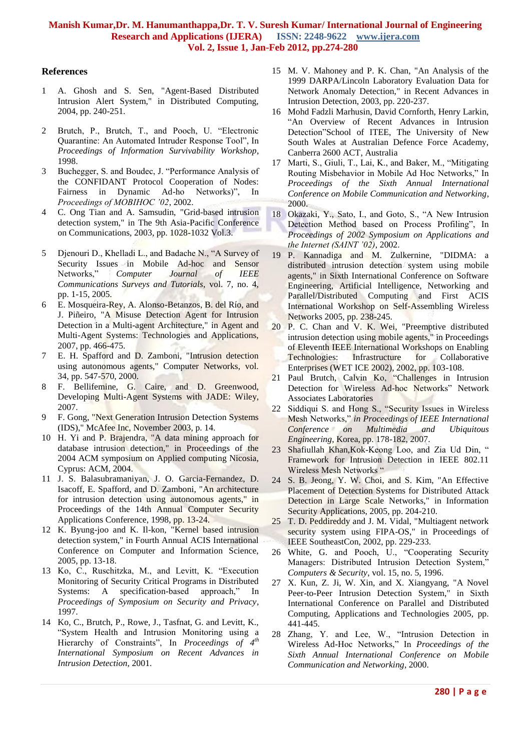## References

1. A. Ghosh and S. Sen, "Agent-Based Distributed Intrusion Alert System," in Distributed Computing, 2004, pp. 240-251.
2. Brutch, P., Brutch, T., and Pooch, U. "Electronic Quarantine: An Automated Intruder Response Tool", In *Proceedings of Information Survivability Workshop*, 1998.
3. Buchegger, S. and Boudec, J. "Performance Analysis of the CONFIDANT Protocol Cooperation of Nodes: Fairness in Dynamic Ad-ho Networks)", In *Proceedings of MOBIHOC '02*, 2002.
4. C. Ong Tian and A. Samsudin, "Grid-based intrusion detection system," in The 9th Asia-Pacific Conference on Communications, 2003, pp. 1028-1032 Vol.3.
5. Djenouri D., Khelladi L., and Badache N., "A Survey of Security Issues in Mobile Ad-hoc and Sensor Networks," *Computer Journal of IEEE Communications Surveys and Tutorials*, vol. 7, no. 4, pp. 1-15, 2005.
6. E. Mosqueira-Rey, A. Alonso-Betanzos, B. del Río, and J. Piñeiro, "A Misuse Detection Agent for Intrusion Detection in a Multi-agent Architecture," in Agent and Multi-Agent Systems: Technologies and Applications, 2007, pp. 466-475.
7. E. H. Spafford and D. Zamboni, "Intrusion detection using autonomous agents," Computer Networks, vol. 34, pp. 547-570, 2000.
8. F. Bellifemine, G. Caire, and D. Greenwood, Developing Multi-Agent Systems with JADE: Wiley, 2007.
9. F. Gong, "Next Generation Intrusion Detection Systems (IDS)," McAfee Inc, November 2003, p. 14.
10. H. Yi and P. Brajendra, "A data mining approach for database intrusion detection," in Proceedings of the 2004 ACM symposium on Applied computing Nicosia, Cyprus: ACM, 2004.
11. J. S. Balasubramaniyan, J. O. Garcia-Fernandez, D. Isacoff, E. Spafford, and D. Zamboni, "An architecture for intrusion detection using autonomous agents," in Proceedings of the 14th Annual Computer Security Applications Conference, 1998, pp. 13-24.
12. K. Byung-joo and K. Il-kon, "Kernel based intrusion detection system," in Fourth Annual ACIS International Conference on Computer and Information Science, 2005, pp. 13-18.
13. Ko, C., Ruschitzka, M., and Levitt, K. "Execution Monitoring of Security Critical Programs in Distributed Systems: A specification-based approach," In *Proceedings of Symposium on Security and Privacy*, 1997.
14. Ko, C., Brutch, P., Rowe, J., Tasfnat, G. and Levitt, K., "System Health and Intrusion Monitoring using a Hierarchy of Constraints", In *Proceedings of 4th International Symposium on Recent Advances in Intrusion Detection*, 2001.
15. M. V. Mahoney and P. K. Chan, "An Analysis of the 1999 DARPA/Lincoln Laboratory Evaluation Data for Network Anomaly Detection," in Recent Advances in Intrusion Detection, 2003, pp. 220-237.
16. Mohd Fadzli Marhusin, David Cornforth, Henry Larkin, "An Overview of Recent Advances in Intrusion Detection"School of ITEE, The University of New South Wales at Australian Defence Force Academy, Canberra 2600 ACT, Australia
17. Marti, S., Giuli, T., Lai, K., and Baker, M., "Mitigating Routing Misbehavior in Mobile Ad Hoc Networks," In *Proceedings of the Sixth Annual International Conference on Mobile Communication and Networking*, 2000.
18. Okazaki, Y., Sato, I., and Goto, S., "A New Intrusion Detection Method based on Process Profiling", In *Proceedings of 2002 Symposium on Applications and the Internet (SAINT '02)*, 2002.
19. P. Kannadiga and M. Zulkernine, "DIDMA: a distributed intrusion detection system using mobile agents," in Sixth International Conference on Software Engineering, Artificial Intelligence, Networking and Parallel/Distributed Computing and First ACIS International Workshop on Self-Assembling Wireless Networks 2005, pp. 238-245.
20. P. C. Chan and V. K. Wei, "Preemptive distributed intrusion detection using mobile agents," in Proceedings of Eleventh IEEE International Workshops on Enabling Technologies: Infrastructure for Collaborative Enterprises (WET ICE 2002), 2002, pp. 103-108.
21. Paul Brutch, Calvin Ko, "Challenges in Intrusion Detection for Wireless Ad-hoc Networks" Network Associates Laboratories
22. Siddiqui S. and Hong S., "Security Issues in Wireless Mesh Networks," *in Proceedings of IEEE International Conference on Multimedia and Ubiquitous Engineering*, Korea, pp. 178-182, 2007.
23. Shafiullah Khan,Kok-Keong Loo, and Zia Ud Din, " Framework for Intrusion Detection in IEEE 802.11 Wireless Mesh Networks "
24. S. B. Jeong, Y. W. Choi, and S. Kim, "An Effective Placement of Detection Systems for Distributed Attack Detection in Large Scale Networks," in Information Security Applications, 2005, pp. 204-210.
25. T. D. Peddireddy and J. M. Vidal, "Multiagent network security system using FIPA-OS," in Proceedings of IEEE SoutheastCon, 2002, pp. 229-233.
26. White, G. and Pooch, U., "Cooperating Security Managers: Distributed Intrusion Detection System," *Computers & Security*, vol. 15, no. 5, 1996.
27. X. Kun, Z. Ji, W. Xin, and X. Xiangyang, "A Novel Peer-to-Peer Intrusion Detection System," in Sixth International Conference on Parallel and Distributed Computing, Applications and Technologies 2005, pp. 441-445.
28. Zhang, Y. and Lee, W., "Intrusion Detection in Wireless Ad-Hoc Networks," In *Proceedings of the Sixth Annual International Conference on Mobile Communication and Networking*, 2000.